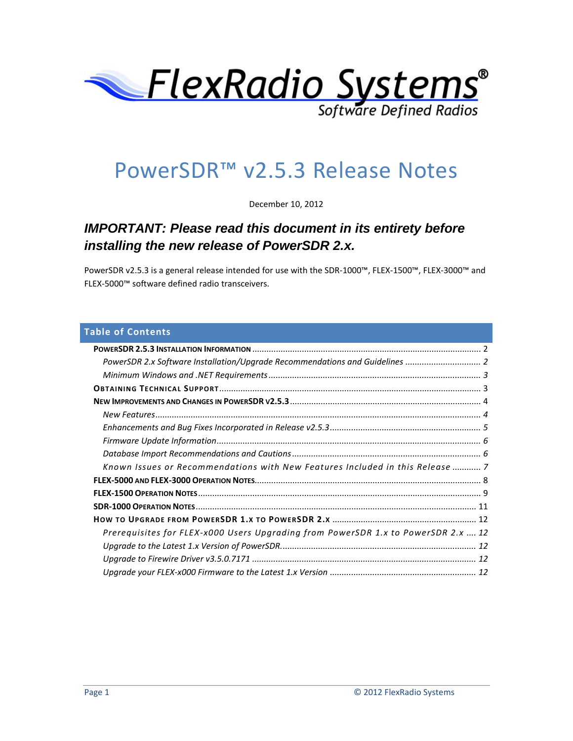FlexRadio Systems®

Software Defined Radios

# PowerSDR™ v2.5.3 Release Notes

December 10, 2012

## *IMPORTANT: Please read this document in its entirety before installing the new release of PowerSDR 2.x.*

PowerSDR v2.5.3 is a general release intended for use with the SDR-1000™, FLEX-1500™, FLEX-3000™ and FLEX-5000™ software defined radio transceivers.

## Table of Contents

**POWERSDR 2.5.3 INSTALLATION INFORMATION** ........ 2

- *PowerSDR 2.x Software Installation/Upgrade Recommendations and Guidelines* ........ 2
- *Minimum Windows and .NET Requirements* ........ 3

**OBTAINING TECHNICAL SUPPORT** ........ 3

**NEW IMPROVEMENTS AND CHANGES IN POWERSDR V2.5.3** ........ 4

- *New Features* ........ 4
- *Enhancements and Bug Fixes Incorporated in Release v2.5.3* ........ 5
- *Firmware Update Information* ........ 6
- *Database Import Recommendations and Cautions* ........ 6
- *Known Issues or Recommendations with New Features Included in this Release* ........ 7

**FLEX-5000 AND FLEX-3000 OPERATION NOTES** ........ 8

**FLEX-1500 OPERATION NOTES** ........ 9

**SDR-1000 OPERATION NOTES** ........ 11

**HOW TO UPGRADE FROM POWERSDR 1.X TO POWERSDR 2.X** ........ 12

- *Prerequisites for FLEX-x000 Users Upgrading from PowerSDR 1.x to PowerSDR 2.x* ........ 12
- *Upgrade to the Latest 1.x Version of PowerSDR.* ........ 12
- *Upgrade to Firewire Driver v3.5.0.7171* ........ 12
- *Upgrade your FLEX-x000 Firmware to the Latest 1.x Version* ........ 12

© 2012 FlexRadio Systems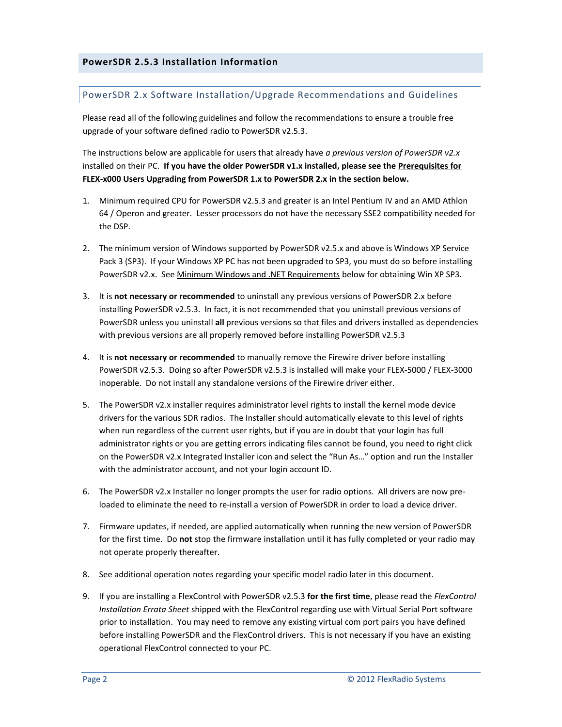## PowerSDR 2.5.3 Installation Information

### PowerSDR 2.x Software Installation/Upgrade Recommendations and Guidelines

Please read all of the following guidelines and follow the recommendations to ensure a trouble free upgrade of your software defined radio to PowerSDR v2.5.3.

The instructions below are applicable for users that already have *a previous version of PowerSDR v2.x* installed on their PC. **If you have the older PowerSDR v1.x installed, please see the Prerequisites for FLEX-x000 Users Upgrading from PowerSDR 1.x to PowerSDR 2.x in the section below.**

1. Minimum required CPU for PowerSDR v2.5.3 and greater is an Intel Pentium IV and an AMD Athlon 64 / Operon and greater. Lesser processors do not have the necessary SSE2 compatibility needed for the DSP.

2. The minimum version of Windows supported by PowerSDR v2.5.x and above is Windows XP Service Pack 3 (SP3). If your Windows XP PC has not been upgraded to SP3, you must do so before installing PowerSDR v2.x. See Minimum Windows and .NET Requirements below for obtaining Win XP SP3.

3. It is **not necessary or recommended** to uninstall any previous versions of PowerSDR 2.x before installing PowerSDR v2.5.3. In fact, it is not recommended that you uninstall previous versions of PowerSDR unless you uninstall **all** previous versions so that files and drivers installed as dependencies with previous versions are all properly removed before installing PowerSDR v2.5.3

4. It is **not necessary or recommended** to manually remove the Firewire driver before installing PowerSDR v2.5.3. Doing so after PowerSDR v2.5.3 is installed will make your FLEX-5000 / FLEX-3000 inoperable. Do not install any standalone versions of the Firewire driver either.

5. The PowerSDR v2.x installer requires administrator level rights to install the kernel mode device drivers for the various SDR radios. The Installer should automatically elevate to this level of rights when run regardless of the current user rights, but if you are in doubt that your login has full administrator rights or you are getting errors indicating files cannot be found, you need to right click on the PowerSDR v2.x Integrated Installer icon and select the "Run As…" option and run the Installer with the administrator account, and not your login account ID.

6. The PowerSDR v2.x Installer no longer prompts the user for radio options. All drivers are now pre-loaded to eliminate the need to re-install a version of PowerSDR in order to load a device driver.

7. Firmware updates, if needed, are applied automatically when running the new version of PowerSDR for the first time. Do **not** stop the firmware installation until it has fully completed or your radio may not operate properly thereafter.

8. See additional operation notes regarding your specific model radio later in this document.

9. If you are installing a FlexControl with PowerSDR v2.5.3 **for the first time**, please read the *FlexControl Installation Errata Sheet* shipped with the FlexControl regarding use with Virtual Serial Port software prior to installation. You may need to remove any existing virtual com port pairs you have defined before installing PowerSDR and the FlexControl drivers. This is not necessary if you have an existing operational FlexControl connected to your PC.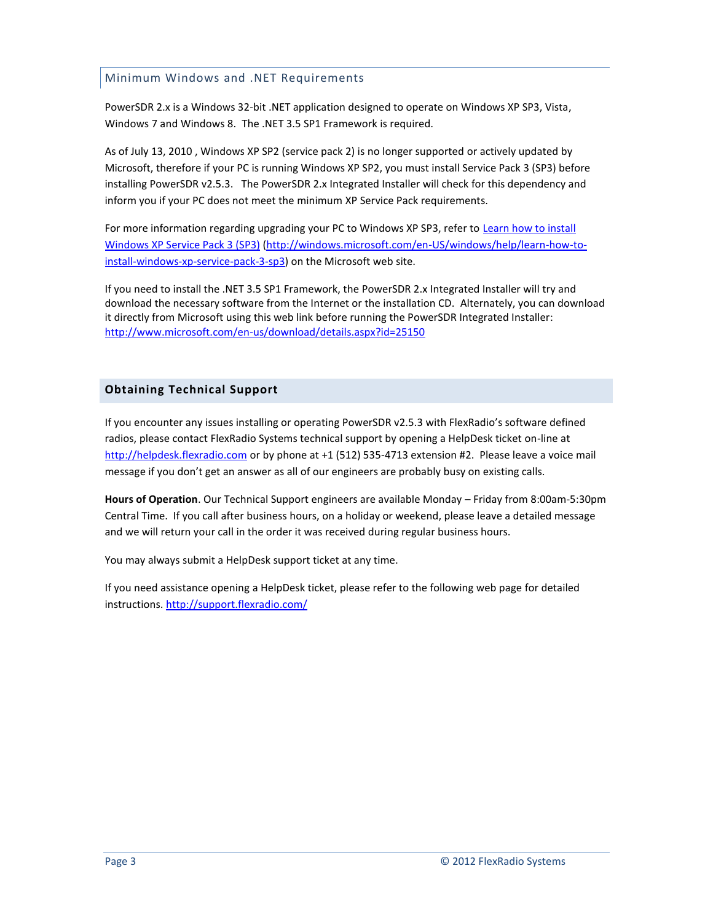## Minimum Windows and .NET Requirements

PowerSDR 2.x is a Windows 32-bit .NET application designed to operate on Windows XP SP3, Vista, Windows 7 and Windows 8. The .NET 3.5 SP1 Framework is required.

As of July 13, 2010 , Windows XP SP2 (service pack 2) is no longer supported or actively updated by Microsoft, therefore if your PC is running Windows XP SP2, you must install Service Pack 3 (SP3) before installing PowerSDR v2.5.3. The PowerSDR 2.x Integrated Installer will check for this dependency and inform you if your PC does not meet the minimum XP Service Pack requirements.

For more information regarding upgrading your PC to Windows XP SP3, refer to [Learn how to install Windows XP Service Pack 3 (SP3)](http://windows.microsoft.com/en-US/windows/help/learn-how-to-install-windows-xp-service-pack-3-sp3) (http://windows.microsoft.com/en-US/windows/help/learn-how-to-install-windows-xp-service-pack-3-sp3) on the Microsoft web site.

If you need to install the .NET 3.5 SP1 Framework, the PowerSDR 2.x Integrated Installer will try and download the necessary software from the Internet or the installation CD. Alternately, you can download it directly from Microsoft using this web link before running the PowerSDR Integrated Installer: http://www.microsoft.com/en-us/download/details.aspx?id=25150

## Obtaining Technical Support

If you encounter any issues installing or operating PowerSDR v2.5.3 with FlexRadio's software defined radios, please contact FlexRadio Systems technical support by opening a HelpDesk ticket on-line at http://helpdesk.flexradio.com or by phone at +1 (512) 535-4713 extension #2. Please leave a voice mail message if you don't get an answer as all of our engineers are probably busy on existing calls.

**Hours of Operation**. Our Technical Support engineers are available Monday – Friday from 8:00am-5:30pm Central Time. If you call after business hours, on a holiday or weekend, please leave a detailed message and we will return your call in the order it was received during regular business hours.

You may always submit a HelpDesk support ticket at any time.

If you need assistance opening a HelpDesk ticket, please refer to the following web page for detailed instructions. http://support.flexradio.com/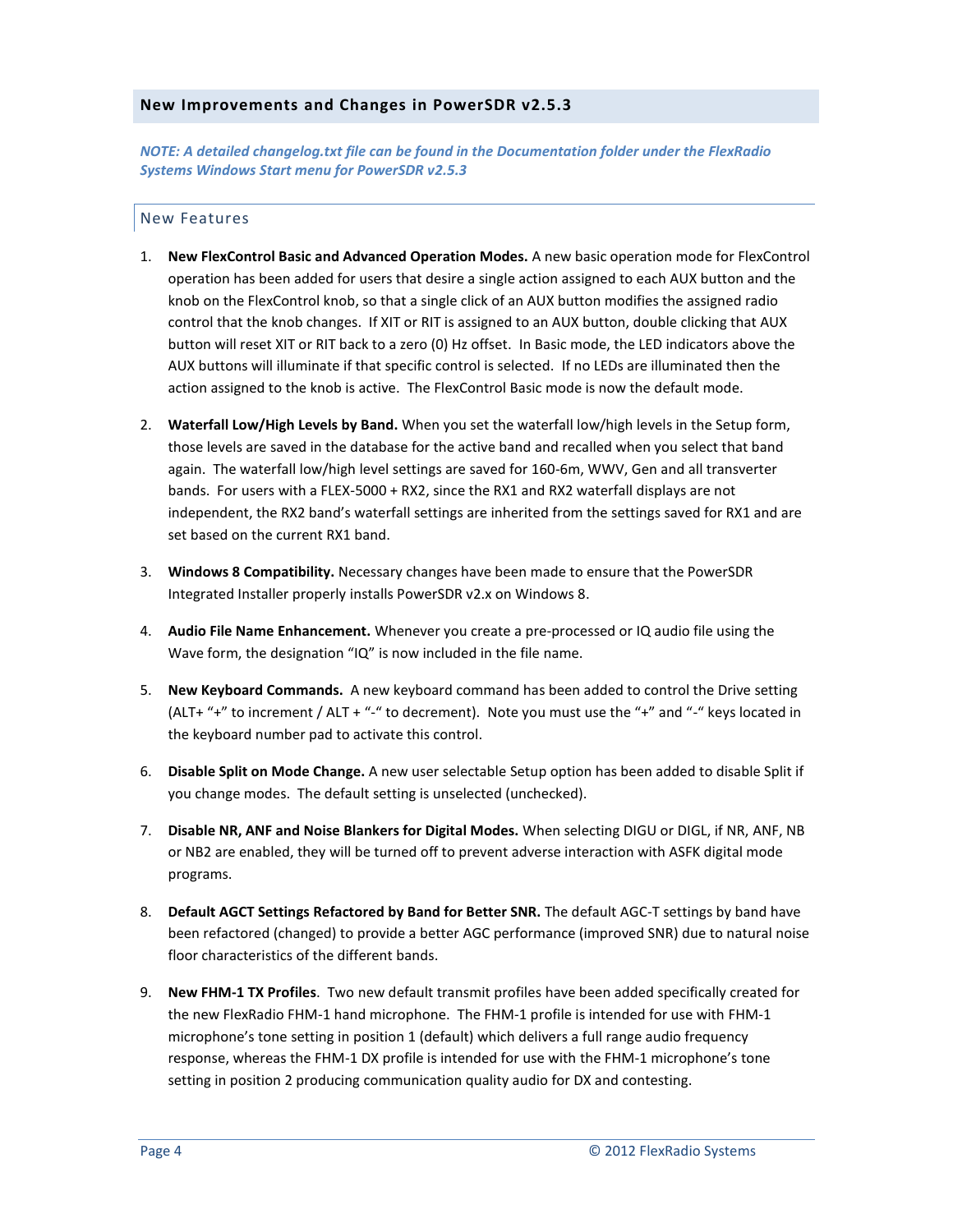## New Improvements and Changes in PowerSDR v2.5.3

***NOTE: A detailed changelog.txt file can be found in the Documentation folder under the FlexRadio Systems Windows Start menu for PowerSDR v2.5.3***

### New Features

1. **New FlexControl Basic and Advanced Operation Modes.** A new basic operation mode for FlexControl operation has been added for users that desire a single action assigned to each AUX button and the knob on the FlexControl knob, so that a single click of an AUX button modifies the assigned radio control that the knob changes. If XIT or RIT is assigned to an AUX button, double clicking that AUX button will reset XIT or RIT back to a zero (0) Hz offset. In Basic mode, the LED indicators above the AUX buttons will illuminate if that specific control is selected. If no LEDs are illuminated then the action assigned to the knob is active. The FlexControl Basic mode is now the default mode.

2. **Waterfall Low/High Levels by Band.** When you set the waterfall low/high levels in the Setup form, those levels are saved in the database for the active band and recalled when you select that band again. The waterfall low/high level settings are saved for 160-6m, WWV, Gen and all transverter bands. For users with a FLEX-5000 + RX2, since the RX1 and RX2 waterfall displays are not independent, the RX2 band's waterfall settings are inherited from the settings saved for RX1 and are set based on the current RX1 band.

3. **Windows 8 Compatibility.** Necessary changes have been made to ensure that the PowerSDR Integrated Installer properly installs PowerSDR v2.x on Windows 8.

4. **Audio File Name Enhancement.** Whenever you create a pre-processed or IQ audio file using the Wave form, the designation "IQ" is now included in the file name.

5. **New Keyboard Commands.** A new keyboard command has been added to control the Drive setting (ALT+ "+" to increment / ALT + "-" to decrement). Note you must use the "+" and "-" keys located in the keyboard number pad to activate this control.

6. **Disable Split on Mode Change.** A new user selectable Setup option has been added to disable Split if you change modes. The default setting is unselected (unchecked).

7. **Disable NR, ANF and Noise Blankers for Digital Modes.** When selecting DIGU or DIGL, if NR, ANF, NB or NB2 are enabled, they will be turned off to prevent adverse interaction with ASFK digital mode programs.

8. **Default AGCT Settings Refactored by Band for Better SNR.** The default AGC-T settings by band have been refactored (changed) to provide a better AGC performance (improved SNR) due to natural noise floor characteristics of the different bands.

9. **New FHM-1 TX Profiles**. Two new default transmit profiles have been added specifically created for the new FlexRadio FHM-1 hand microphone. The FHM-1 profile is intended for use with FHM-1 microphone's tone setting in position 1 (default) which delivers a full range audio frequency response, whereas the FHM-1 DX profile is intended for use with the FHM-1 microphone's tone setting in position 2 producing communication quality audio for DX and contesting.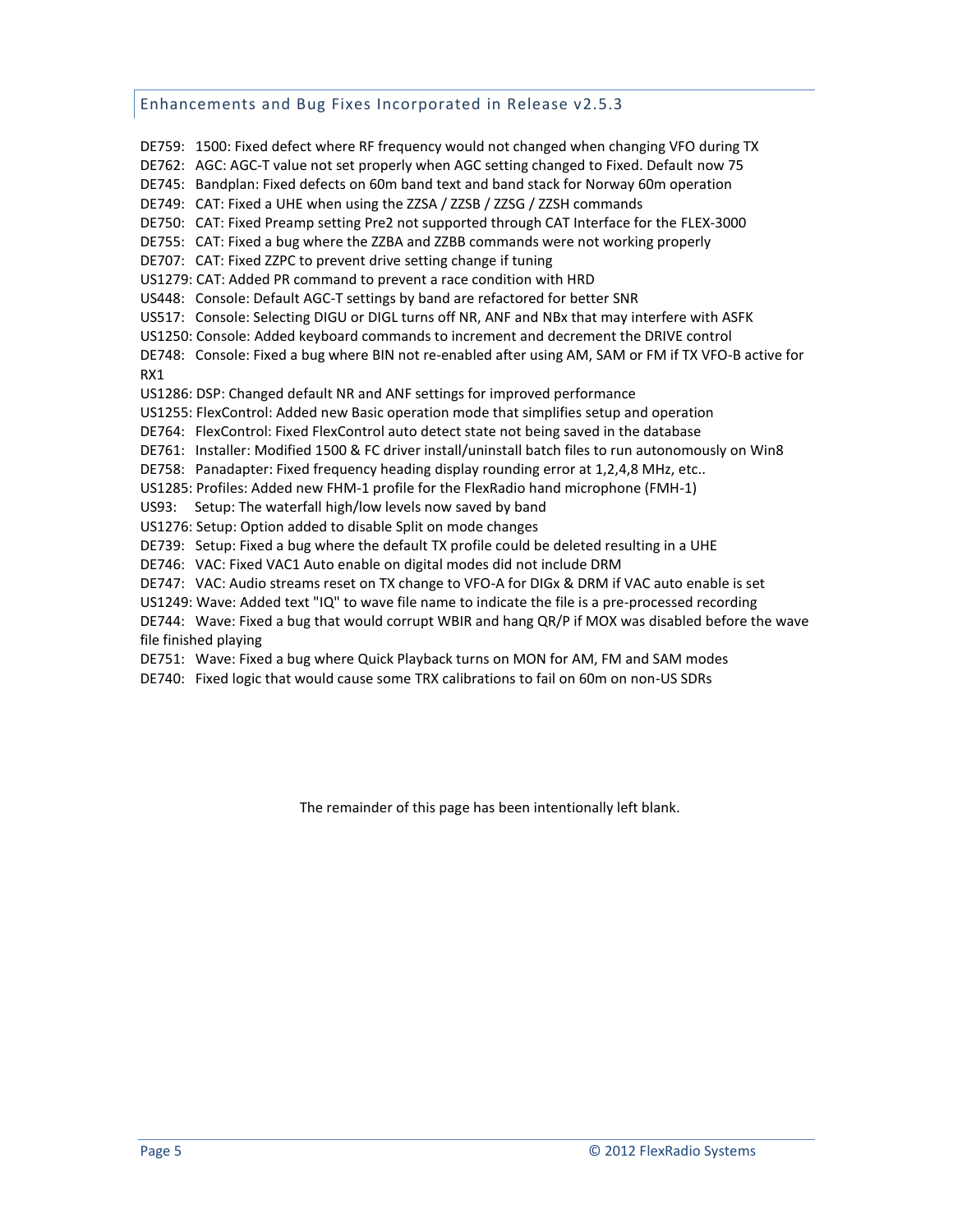## Enhancements and Bug Fixes Incorporated in Release v2.5.3

DE759: 1500: Fixed defect where RF frequency would not changed when changing VFO during TX
DE762: AGC: AGC-T value not set properly when AGC setting changed to Fixed. Default now 75
DE745: Bandplan: Fixed defects on 60m band text and band stack for Norway 60m operation
DE749: CAT: Fixed a UHE when using the ZZSA / ZZSB / ZZSG / ZZSH commands
DE750: CAT: Fixed Preamp setting Pre2 not supported through CAT Interface for the FLEX-3000
DE755: CAT: Fixed a bug where the ZZBA and ZZBB commands were not working properly
DE707: CAT: Fixed ZZPC to prevent drive setting change if tuning
US1279: CAT: Added PR command to prevent a race condition with HRD
US448: Console: Default AGC-T settings by band are refactored for better SNR
US517: Console: Selecting DIGU or DIGL turns off NR, ANF and NBx that may interfere with ASFK
US1250: Console: Added keyboard commands to increment and decrement the DRIVE control
DE748: Console: Fixed a bug where BIN not re-enabled after using AM, SAM or FM if TX VFO-B active for RX1
US1286: DSP: Changed default NR and ANF settings for improved performance
US1255: FlexControl: Added new Basic operation mode that simplifies setup and operation
DE764: FlexControl: Fixed FlexControl auto detect state not being saved in the database
DE761: Installer: Modified 1500 & FC driver install/uninstall batch files to run autonomously on Win8
DE758: Panadapter: Fixed frequency heading display rounding error at 1,2,4,8 MHz, etc..
US1285: Profiles: Added new FHM-1 profile for the FlexRadio hand microphone (FMH-1)
US93: Setup: The waterfall high/low levels now saved by band
US1276: Setup: Option added to disable Split on mode changes
DE739: Setup: Fixed a bug where the default TX profile could be deleted resulting in a UHE
DE746: VAC: Fixed VAC1 Auto enable on digital modes did not include DRM
DE747: VAC: Audio streams reset on TX change to VFO-A for DIGx & DRM if VAC auto enable is set
US1249: Wave: Added text "IQ" to wave file name to indicate the file is a pre-processed recording
DE744: Wave: Fixed a bug that would corrupt WBIR and hang QR/P if MOX was disabled before the wave file finished playing
DE751: Wave: Fixed a bug where Quick Playback turns on MON for AM, FM and SAM modes
DE740: Fixed logic that would cause some TRX calibrations to fail on 60m on non-US SDRs

The remainder of this page has been intentionally left blank.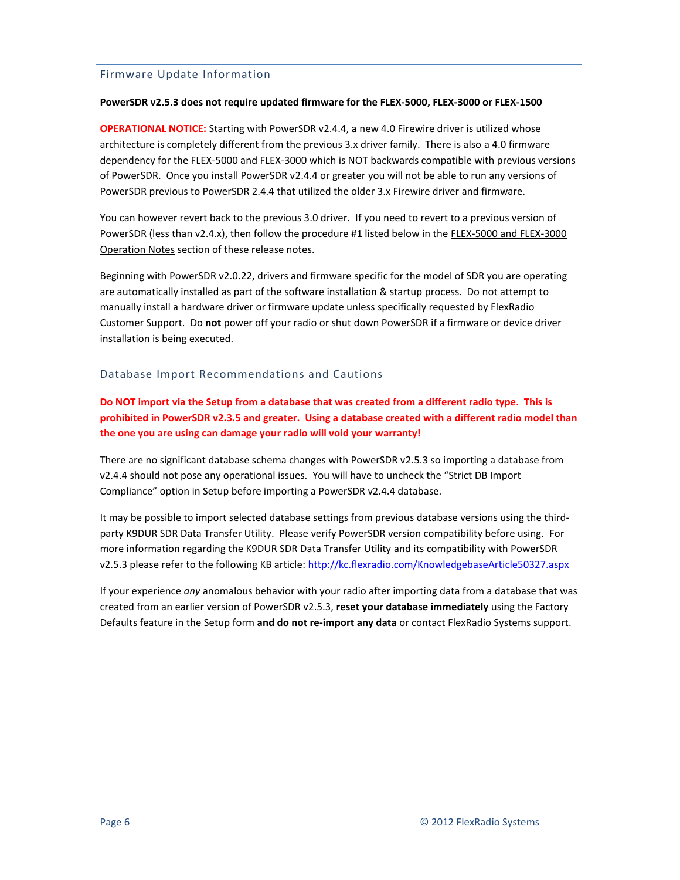## Firmware Update Information

**PowerSDR v2.5.3 does not require updated firmware for the FLEX-5000, FLEX-3000 or FLEX-1500**

**OPERATIONAL NOTICE:** Starting with PowerSDR v2.4.4, a new 4.0 Firewire driver is utilized whose architecture is completely different from the previous 3.x driver family. There is also a 4.0 firmware dependency for the FLEX-5000 and FLEX-3000 which is NOT backwards compatible with previous versions of PowerSDR. Once you install PowerSDR v2.4.4 or greater you will not be able to run any versions of PowerSDR previous to PowerSDR 2.4.4 that utilized the older 3.x Firewire driver and firmware.

You can however revert back to the previous 3.0 driver. If you need to revert to a previous version of PowerSDR (less than v2.4.x), then follow the procedure #1 listed below in the FLEX-5000 and FLEX-3000 Operation Notes section of these release notes.

Beginning with PowerSDR v2.0.22, drivers and firmware specific for the model of SDR you are operating are automatically installed as part of the software installation & startup process. Do not attempt to manually install a hardware driver or firmware update unless specifically requested by FlexRadio Customer Support. Do **not** power off your radio or shut down PowerSDR if a firmware or device driver installation is being executed.

## Database Import Recommendations and Cautions

**Do NOT import via the Setup from a database that was created from a different radio type. This is prohibited in PowerSDR v2.3.5 and greater. Using a database created with a different radio model than the one you are using can damage your radio will void your warranty!**

There are no significant database schema changes with PowerSDR v2.5.3 so importing a database from v2.4.4 should not pose any operational issues. You will have to uncheck the "Strict DB Import Compliance" option in Setup before importing a PowerSDR v2.4.4 database.

It may be possible to import selected database settings from previous database versions using the third-party K9DUR SDR Data Transfer Utility. Please verify PowerSDR version compatibility before using. For more information regarding the K9DUR SDR Data Transfer Utility and its compatibility with PowerSDR v2.5.3 please refer to the following KB article: http://kc.flexradio.com/KnowledgebaseArticle50327.aspx

If your experience *any* anomalous behavior with your radio after importing data from a database that was created from an earlier version of PowerSDR v2.5.3, **reset your database immediately** using the Factory Defaults feature in the Setup form **and do not re-import any data** or contact FlexRadio Systems support.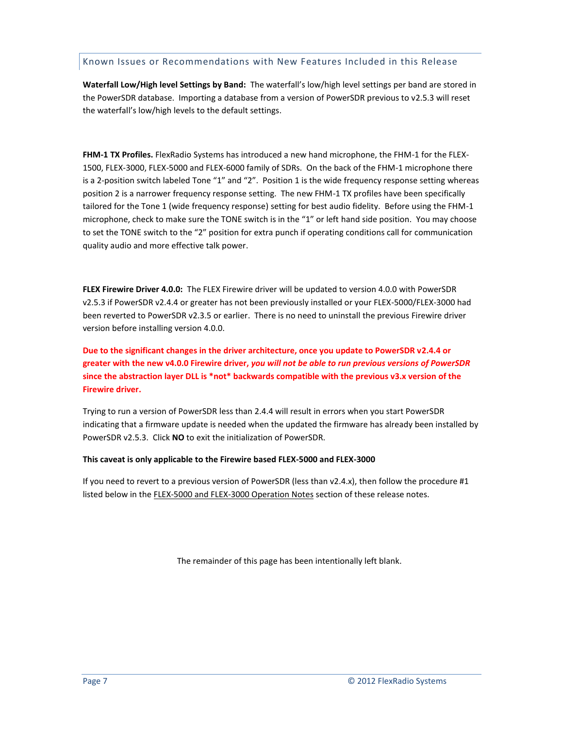## Known Issues or Recommendations with New Features Included in this Release

**Waterfall Low/High level Settings by Band:** The waterfall's low/high level settings per band are stored in the PowerSDR database. Importing a database from a version of PowerSDR previous to v2.5.3 will reset the waterfall's low/high levels to the default settings.

**FHM-1 TX Profiles.** FlexRadio Systems has introduced a new hand microphone, the FHM-1 for the FLEX-1500, FLEX-3000, FLEX-5000 and FLEX-6000 family of SDRs. On the back of the FHM-1 microphone there is a 2-position switch labeled Tone "1" and "2". Position 1 is the wide frequency response setting whereas position 2 is a narrower frequency response setting. The new FHM-1 TX profiles have been specifically tailored for the Tone 1 (wide frequency response) setting for best audio fidelity. Before using the FHM-1 microphone, check to make sure the TONE switch is in the "1" or left hand side position. You may choose to set the TONE switch to the "2" position for extra punch if operating conditions call for communication quality audio and more effective talk power.

**FLEX Firewire Driver 4.0.0:** The FLEX Firewire driver will be updated to version 4.0.0 with PowerSDR v2.5.3 if PowerSDR v2.4.4 or greater has not been previously installed or your FLEX-5000/FLEX-3000 had been reverted to PowerSDR v2.3.5 or earlier. There is no need to uninstall the previous Firewire driver version before installing version 4.0.0.

**Due to the significant changes in the driver architecture, once you update to PowerSDR v2.4.4 or greater with the new v4.0.0 Firewire driver, *you will not be able to run previous versions of PowerSDR* since the abstraction layer DLL is *not* backwards compatible with the previous v3.x version of the Firewire driver.**

Trying to run a version of PowerSDR less than 2.4.4 will result in errors when you start PowerSDR indicating that a firmware update is needed when the updated the firmware has already been installed by PowerSDR v2.5.3. Click **NO** to exit the initialization of PowerSDR.

**This caveat is only applicable to the Firewire based FLEX-5000 and FLEX-3000**

If you need to revert to a previous version of PowerSDR (less than v2.4.x), then follow the procedure #1 listed below in the FLEX-5000 and FLEX-3000 Operation Notes section of these release notes.

The remainder of this page has been intentionally left blank.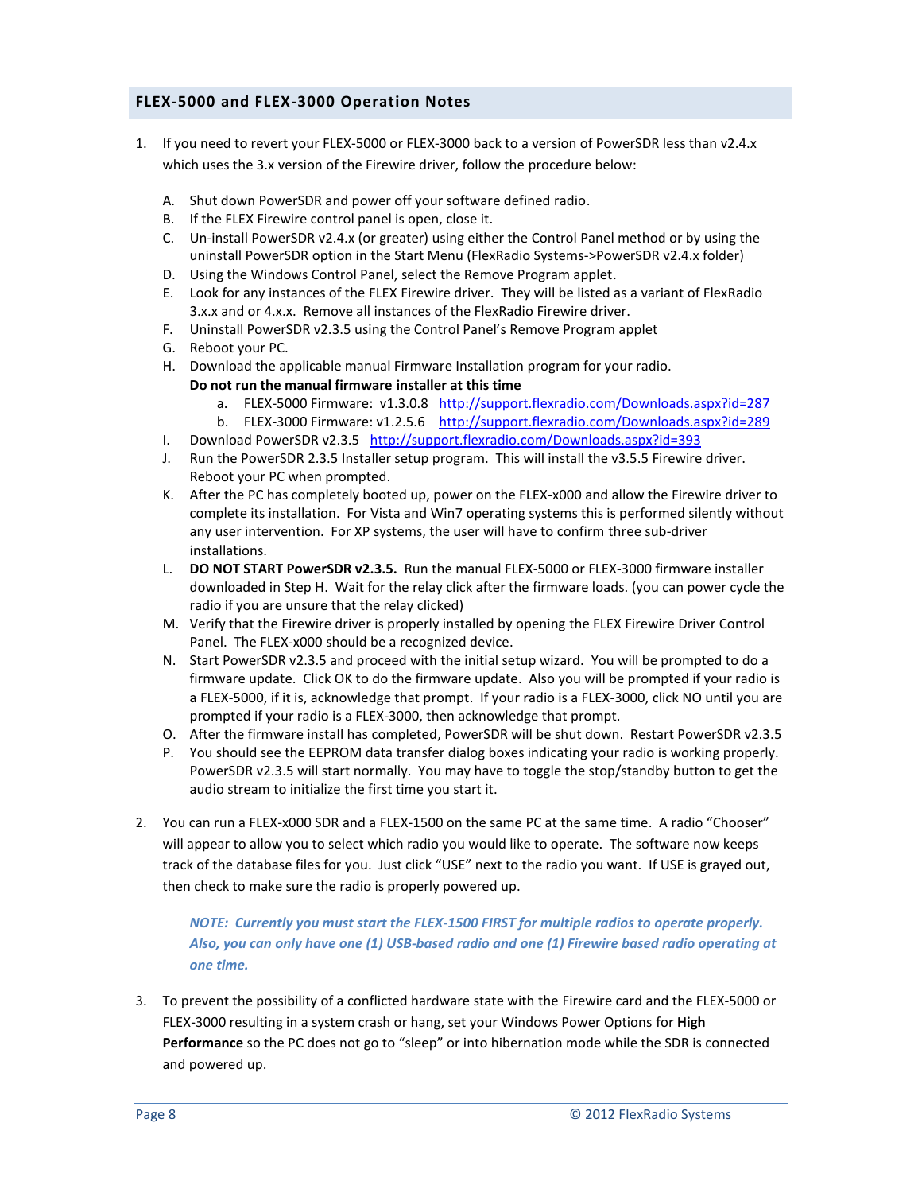## FLEX-5000 and FLEX-3000 Operation Notes

1. If you need to revert your FLEX-5000 or FLEX-3000 back to a version of PowerSDR less than v2.4.x which uses the 3.x version of the Firewire driver, follow the procedure below:

   A. Shut down PowerSDR and power off your software defined radio.
   B. If the FLEX Firewire control panel is open, close it.
   C. Un-install PowerSDR v2.4.x (or greater) using either the Control Panel method or by using the uninstall PowerSDR option in the Start Menu (FlexRadio Systems->PowerSDR v2.4.x folder)
   D. Using the Windows Control Panel, select the Remove Program applet.
   E. Look for any instances of the FLEX Firewire driver. They will be listed as a variant of FlexRadio 3.x.x and or 4.x.x. Remove all instances of the FlexRadio Firewire driver.
   F. Uninstall PowerSDR v2.3.5 using the Control Panel's Remove Program applet
   G. Reboot your PC.
   H. Download the applicable manual Firmware Installation program for your radio.
   **Do not run the manual firmware installer at this time**
      a. FLEX-5000 Firmware: v1.3.0.8 http://support.flexradio.com/Downloads.aspx?id=287
      b. FLEX-3000 Firmware: v1.2.5.6 http://support.flexradio.com/Downloads.aspx?id=289
   I. Download PowerSDR v2.3.5 http://support.flexradio.com/Downloads.aspx?id=393
   J. Run the PowerSDR 2.3.5 Installer setup program. This will install the v3.5.5 Firewire driver. Reboot your PC when prompted.
   K. After the PC has completely booted up, power on the FLEX-x000 and allow the Firewire driver to complete its installation. For Vista and Win7 operating systems this is performed silently without any user intervention. For XP systems, the user will have to confirm three sub-driver installations.
   L. **DO NOT START PowerSDR v2.3.5.** Run the manual FLEX-5000 or FLEX-3000 firmware installer downloaded in Step H. Wait for the relay click after the firmware loads. (you can power cycle the radio if you are unsure that the relay clicked)
   M. Verify that the Firewire driver is properly installed by opening the FLEX Firewire Driver Control Panel. The FLEX-x000 should be a recognized device.
   N. Start PowerSDR v2.3.5 and proceed with the initial setup wizard. You will be prompted to do a firmware update. Click OK to do the firmware update. Also you will be prompted if your radio is a FLEX-5000, if it is, acknowledge that prompt. If your radio is a FLEX-3000, click NO until you are prompted if your radio is a FLEX-3000, then acknowledge that prompt.
   O. After the firmware install has completed, PowerSDR will be shut down. Restart PowerSDR v2.3.5
   P. You should see the EEPROM data transfer dialog boxes indicating your radio is working properly. PowerSDR v2.3.5 will start normally. You may have to toggle the stop/standby button to get the audio stream to initialize the first time you start it.

2. You can run a FLEX-x000 SDR and a FLEX-1500 on the same PC at the same time. A radio "Chooser" will appear to allow you to select which radio you would like to operate. The software now keeps track of the database files for you. Just click "USE" next to the radio you want. If USE is grayed out, then check to make sure the radio is properly powered up.

   ***NOTE: Currently you must start the FLEX-1500 FIRST for multiple radios to operate properly. Also, you can only have one (1) USB-based radio and one (1) Firewire based radio operating at one time.***

3. To prevent the possibility of a conflicted hardware state with the Firewire card and the FLEX-5000 or FLEX-3000 resulting in a system crash or hang, set your Windows Power Options for **High Performance** so the PC does not go to "sleep" or into hibernation mode while the SDR is connected and powered up.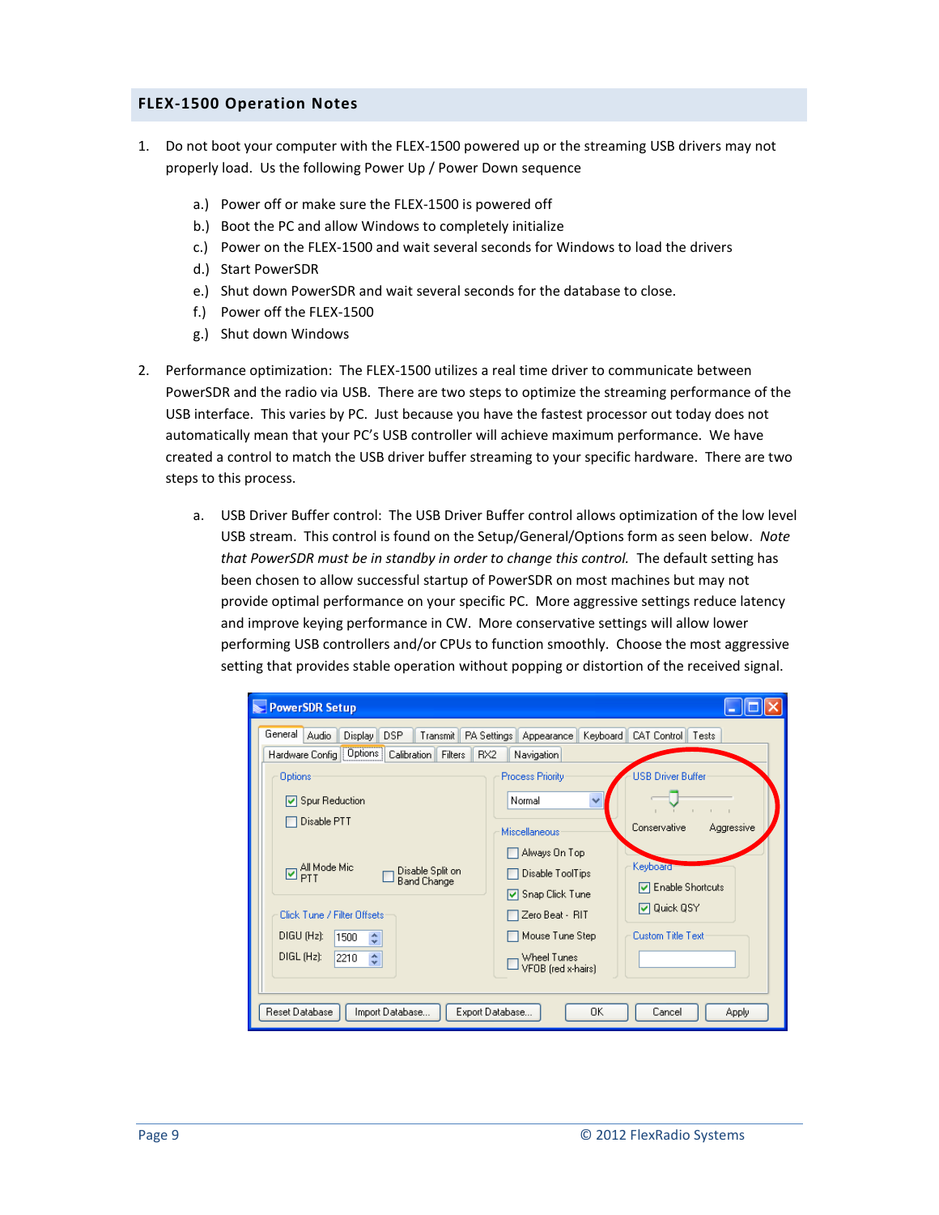## FLEX-1500 Operation Notes

1. Do not boot your computer with the FLEX-1500 powered up or the streaming USB drivers may not properly load. Us the following Power Up / Power Down sequence

   a.) Power off or make sure the FLEX-1500 is powered off
   b.) Boot the PC and allow Windows to completely initialize
   c.) Power on the FLEX-1500 and wait several seconds for Windows to load the drivers
   d.) Start PowerSDR
   e.) Shut down PowerSDR and wait several seconds for the database to close.
   f.) Power off the FLEX-1500
   g.) Shut down Windows

2. Performance optimization: The FLEX-1500 utilizes a real time driver to communicate between PowerSDR and the radio via USB. There are two steps to optimize the streaming performance of the USB interface. This varies by PC. Just because you have the fastest processor out today does not automatically mean that your PC's USB controller will achieve maximum performance. We have created a control to match the USB driver buffer streaming to your specific hardware. There are two steps to this process.

   a. USB Driver Buffer control: The USB Driver Buffer control allows optimization of the low level USB stream. This control is found on the Setup/General/Options form as seen below. *Note that PowerSDR must be in standby in order to change this control.* The default setting has been chosen to allow successful startup of PowerSDR on most machines but may not provide optimal performance on your specific PC. More aggressive settings reduce latency and improve keying performance in CW. More conservative settings will allow lower performing USB controllers and/or CPUs to function smoothly. Choose the most aggressive setting that provides stable operation without popping or distortion of the received signal.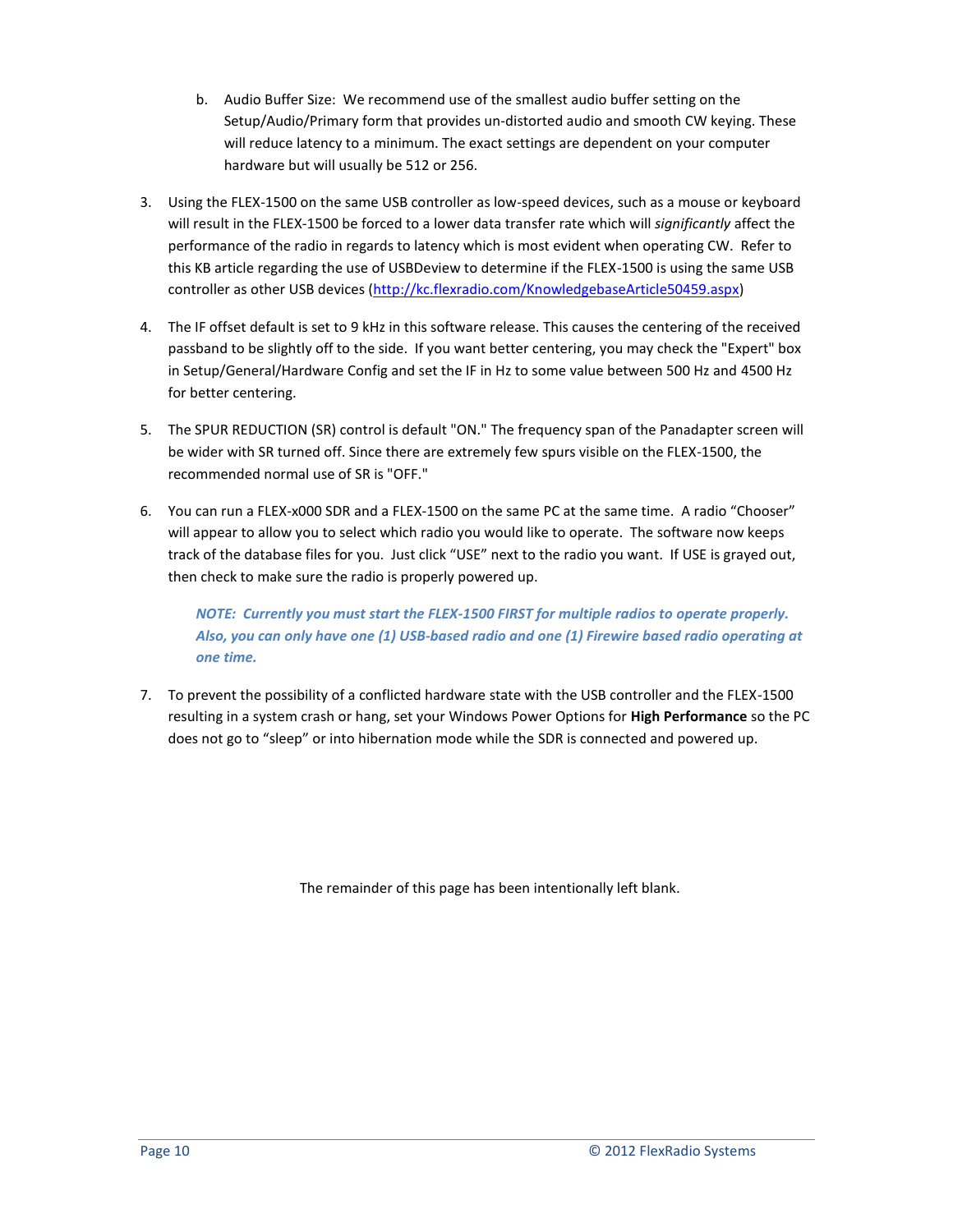b. Audio Buffer Size: We recommend use of the smallest audio buffer setting on the Setup/Audio/Primary form that provides un-distorted audio and smooth CW keying. These will reduce latency to a minimum. The exact settings are dependent on your computer hardware but will usually be 512 or 256.

3. Using the FLEX-1500 on the same USB controller as low-speed devices, such as a mouse or keyboard will result in the FLEX-1500 be forced to a lower data transfer rate which will *significantly* affect the performance of the radio in regards to latency which is most evident when operating CW. Refer to this KB article regarding the use of USBDeview to determine if the FLEX-1500 is using the same USB controller as other USB devices (http://kc.flexradio.com/KnowledgebaseArticle50459.aspx)

4. The IF offset default is set to 9 kHz in this software release. This causes the centering of the received passband to be slightly off to the side. If you want better centering, you may check the "Expert" box in Setup/General/Hardware Config and set the IF in Hz to some value between 500 Hz and 4500 Hz for better centering.

5. The SPUR REDUCTION (SR) control is default "ON." The frequency span of the Panadapter screen will be wider with SR turned off. Since there are extremely few spurs visible on the FLEX-1500, the recommended normal use of SR is "OFF."

6. You can run a FLEX-x000 SDR and a FLEX-1500 on the same PC at the same time. A radio "Chooser" will appear to allow you to select which radio you would like to operate. The software now keeps track of the database files for you. Just click "USE" next to the radio you want. If USE is grayed out, then check to make sure the radio is properly powered up.

   ***NOTE: Currently you must start the FLEX-1500 FIRST for multiple radios to operate properly. Also, you can only have one (1) USB-based radio and one (1) Firewire based radio operating at one time.***

7. To prevent the possibility of a conflicted hardware state with the USB controller and the FLEX-1500 resulting in a system crash or hang, set your Windows Power Options for **High Performance** so the PC does not go to "sleep" or into hibernation mode while the SDR is connected and powered up.

The remainder of this page has been intentionally left blank.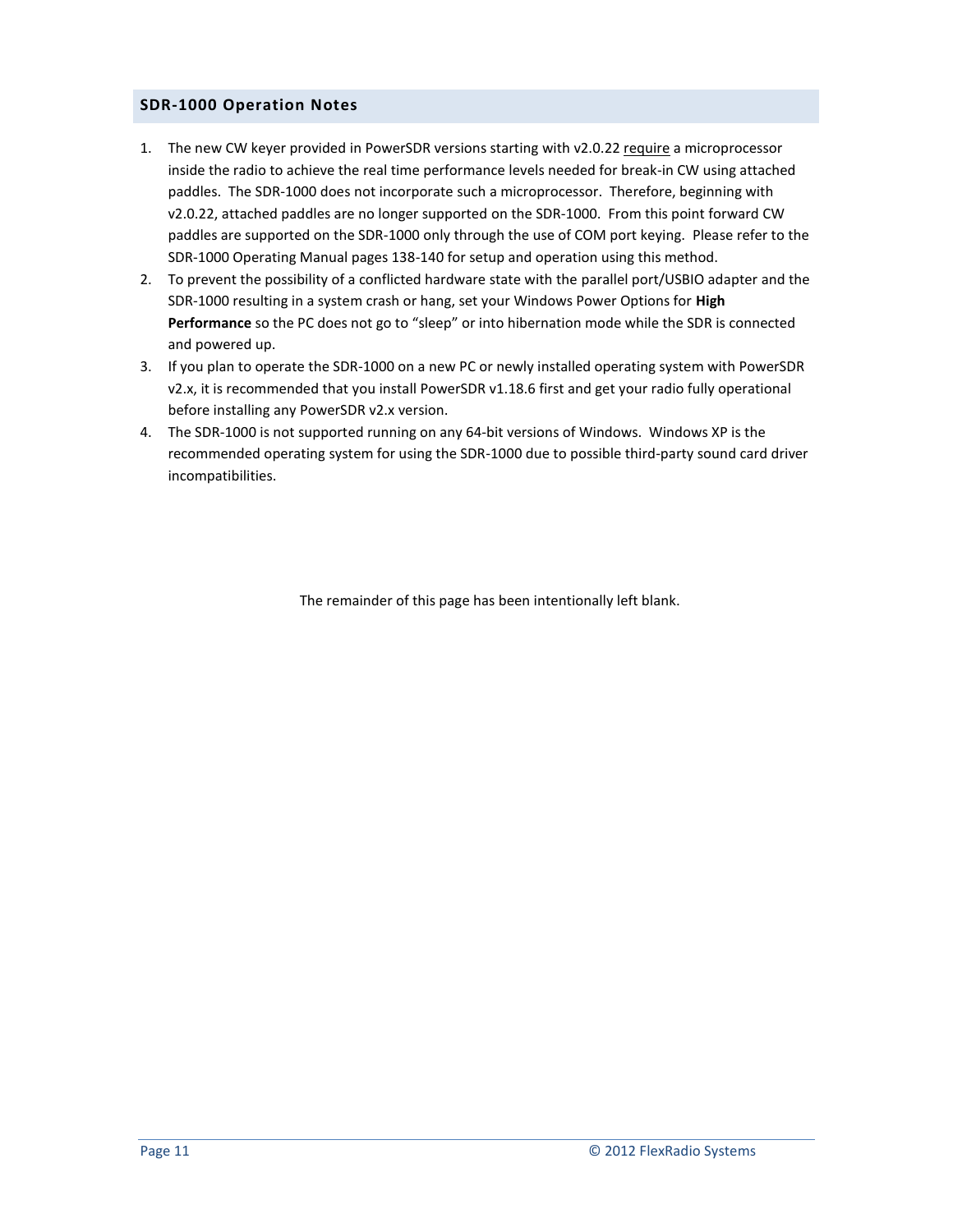## SDR-1000 Operation Notes

1. The new CW keyer provided in PowerSDR versions starting with v2.0.22 require a microprocessor inside the radio to achieve the real time performance levels needed for break-in CW using attached paddles. The SDR-1000 does not incorporate such a microprocessor. Therefore, beginning with v2.0.22, attached paddles are no longer supported on the SDR-1000. From this point forward CW paddles are supported on the SDR-1000 only through the use of COM port keying. Please refer to the SDR-1000 Operating Manual pages 138-140 for setup and operation using this method.
2. To prevent the possibility of a conflicted hardware state with the parallel port/USBIO adapter and the SDR-1000 resulting in a system crash or hang, set your Windows Power Options for **High Performance** so the PC does not go to "sleep" or into hibernation mode while the SDR is connected and powered up.
3. If you plan to operate the SDR-1000 on a new PC or newly installed operating system with PowerSDR v2.x, it is recommended that you install PowerSDR v1.18.6 first and get your radio fully operational before installing any PowerSDR v2.x version.
4. The SDR-1000 is not supported running on any 64-bit versions of Windows. Windows XP is the recommended operating system for using the SDR-1000 due to possible third-party sound card driver incompatibilities.

The remainder of this page has been intentionally left blank.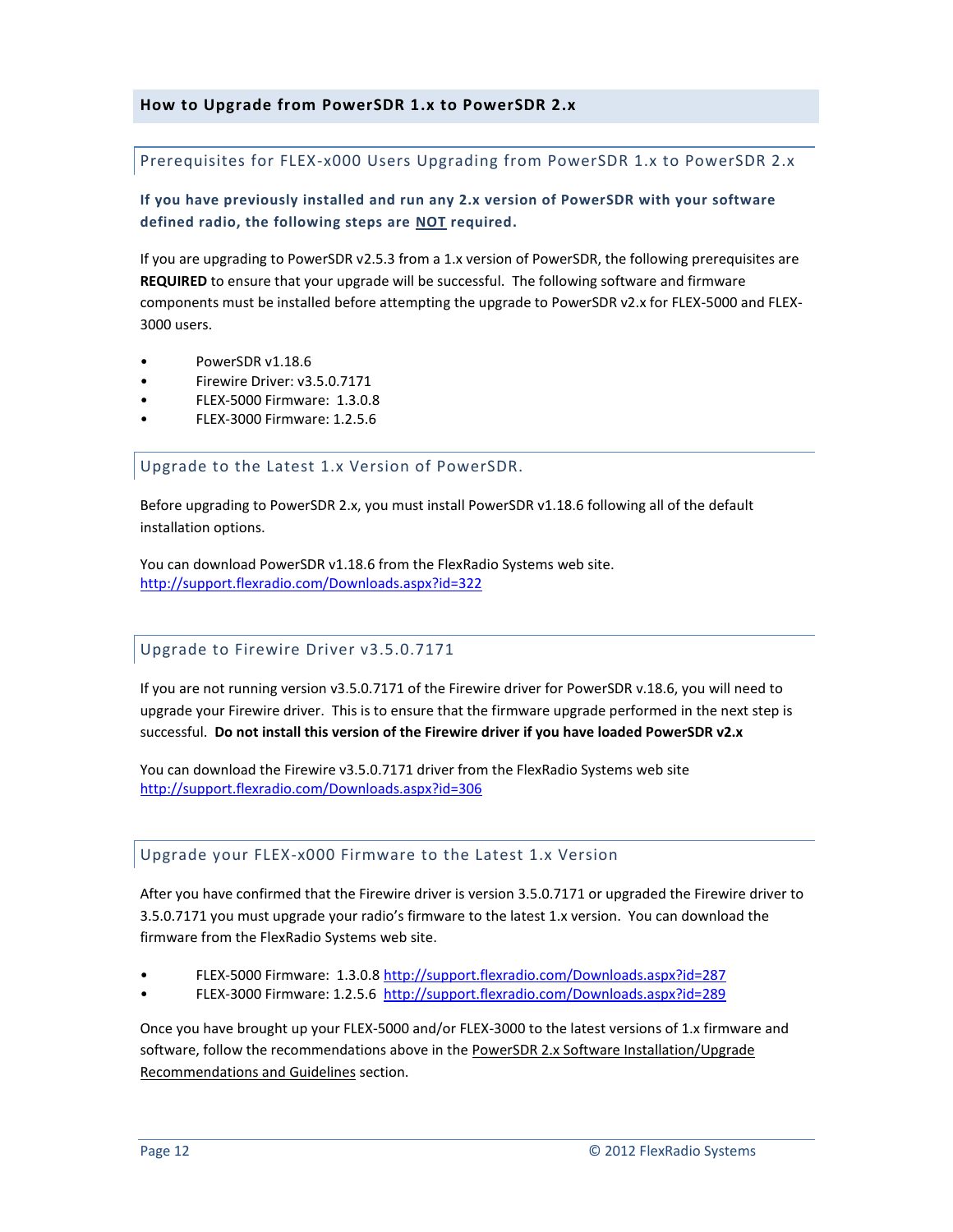## How to Upgrade from PowerSDR 1.x to PowerSDR 2.x

### Prerequisites for FLEX-x000 Users Upgrading from PowerSDR 1.x to PowerSDR 2.x

**If you have previously installed and run any 2.x version of PowerSDR with your software defined radio, the following steps are NOT required.**

If you are upgrading to PowerSDR v2.5.3 from a 1.x version of PowerSDR, the following prerequisites are **REQUIRED** to ensure that your upgrade will be successful. The following software and firmware components must be installed before attempting the upgrade to PowerSDR v2.x for FLEX-5000 and FLEX-3000 users.

- PowerSDR v1.18.6
- Firewire Driver: v3.5.0.7171
- FLEX-5000 Firmware: 1.3.0.8
- FLEX-3000 Firmware: 1.2.5.6

### Upgrade to the Latest 1.x Version of PowerSDR.

Before upgrading to PowerSDR 2.x, you must install PowerSDR v1.18.6 following all of the default installation options.

You can download PowerSDR v1.18.6 from the FlexRadio Systems web site.
http://support.flexradio.com/Downloads.aspx?id=322

### Upgrade to Firewire Driver v3.5.0.7171

If you are not running version v3.5.0.7171 of the Firewire driver for PowerSDR v.18.6, you will need to upgrade your Firewire driver. This is to ensure that the firmware upgrade performed in the next step is successful. **Do not install this version of the Firewire driver if you have loaded PowerSDR v2.x**

You can download the Firewire v3.5.0.7171 driver from the FlexRadio Systems web site
http://support.flexradio.com/Downloads.aspx?id=306

### Upgrade your FLEX-x000 Firmware to the Latest 1.x Version

After you have confirmed that the Firewire driver is version 3.5.0.7171 or upgraded the Firewire driver to 3.5.0.7171 you must upgrade your radio's firmware to the latest 1.x version. You can download the firmware from the FlexRadio Systems web site.

- FLEX-5000 Firmware: 1.3.0.8 http://support.flexradio.com/Downloads.aspx?id=287
- FLEX-3000 Firmware: 1.2.5.6 http://support.flexradio.com/Downloads.aspx?id=289

Once you have brought up your FLEX-5000 and/or FLEX-3000 to the latest versions of 1.x firmware and software, follow the recommendations above in the PowerSDR 2.x Software Installation/Upgrade Recommendations and Guidelines section.